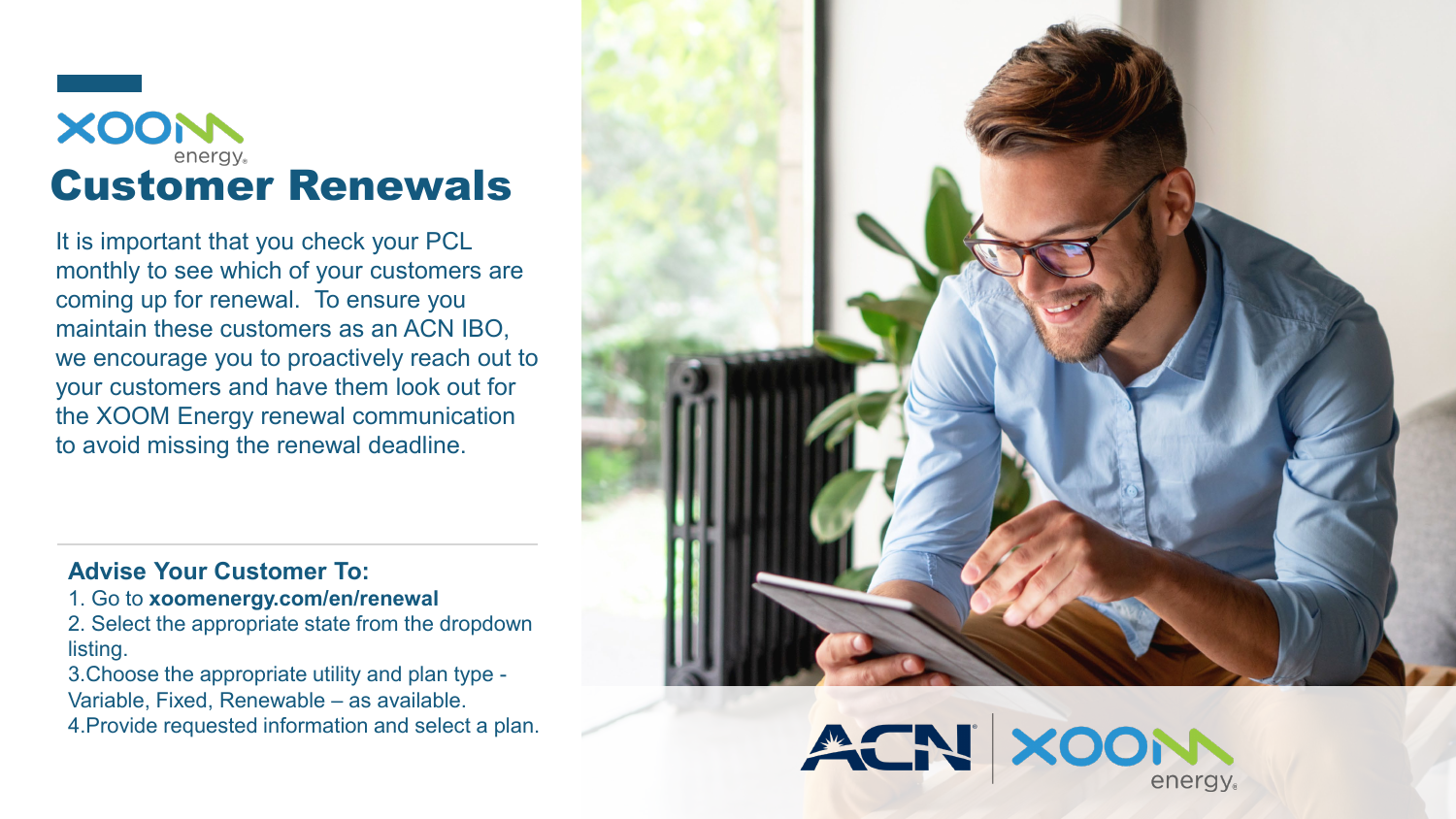# XOOM energy Customer Renewals

It is important that you check your PCL monthly to see which of your customers are coming up for renewal. To ensure you maintain these customers as an ACN IBO, we encourage you to proactively reach out to your customers and have them look out for the XOOM Energy renewal communication to avoid missing the renewal deadline.

### Advise Your Customer To:

1. Go to **xoomenergy.com/en/renewal**
2. Select the appropriate state from the dropdown listing.
3. Choose the appropriate utility and plan type - Variable, Fixed, Renewable – as available.
4. Provide requested information and select a plan.

ACN | XOOM energy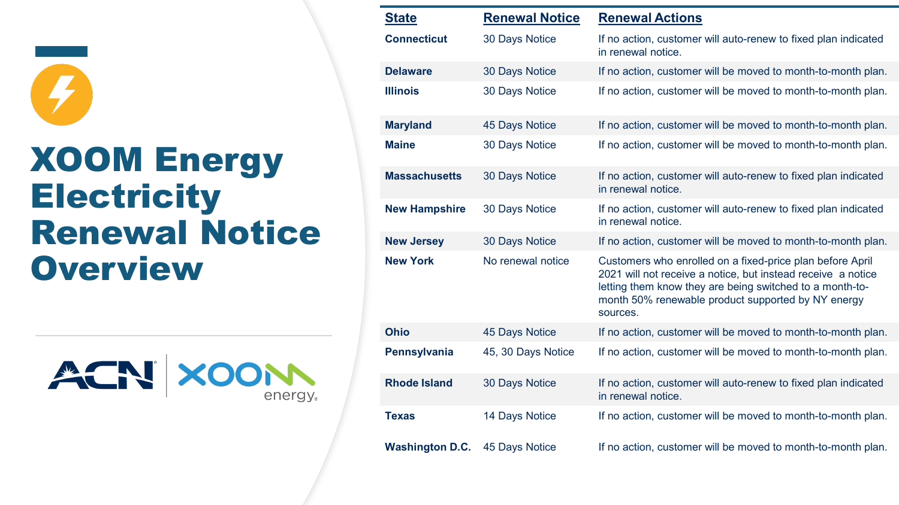# XOOM Energy Electricity Renewal Notice Overview

| State | Renewal Notice | Renewal Actions |
|---|---|---|
| **Connecticut** | 30 Days Notice | If no action, customer will auto-renew to fixed plan indicated in renewal notice. |
| **Delaware** | 30 Days Notice | If no action, customer will be moved to month-to-month plan. |
| **Illinois** | 30 Days Notice | If no action, customer will be moved to month-to-month plan. |
| **Maryland** | 45 Days Notice | If no action, customer will be moved to month-to-month plan. |
| **Maine** | 30 Days Notice | If no action, customer will be moved to month-to-month plan. |
| **Massachusetts** | 30 Days Notice | If no action, customer will auto-renew to fixed plan indicated in renewal notice. |
| **New Hampshire** | 30 Days Notice | If no action, customer will auto-renew to fixed plan indicated in renewal notice. |
| **New Jersey** | 30 Days Notice | If no action, customer will be moved to month-to-month plan. |
| **New York** | No renewal notice | Customers who enrolled on a fixed-price plan before April 2021 will not receive a notice, but instead receive a notice letting them know they are being switched to a month-to-month 50% renewable product supported by NY energy sources. |
| **Ohio** | 45 Days Notice | If no action, customer will be moved to month-to-month plan. |
| **Pennsylvania** | 45, 30 Days Notice | If no action, customer will be moved to month-to-month plan. |
| **Rhode Island** | 30 Days Notice | If no action, customer will auto-renew to fixed plan indicated in renewal notice. |
| **Texas** | 14 Days Notice | If no action, customer will be moved to month-to-month plan. |
| **Washington D.C.** | 45 Days Notice | If no action, customer will be moved to month-to-month plan. |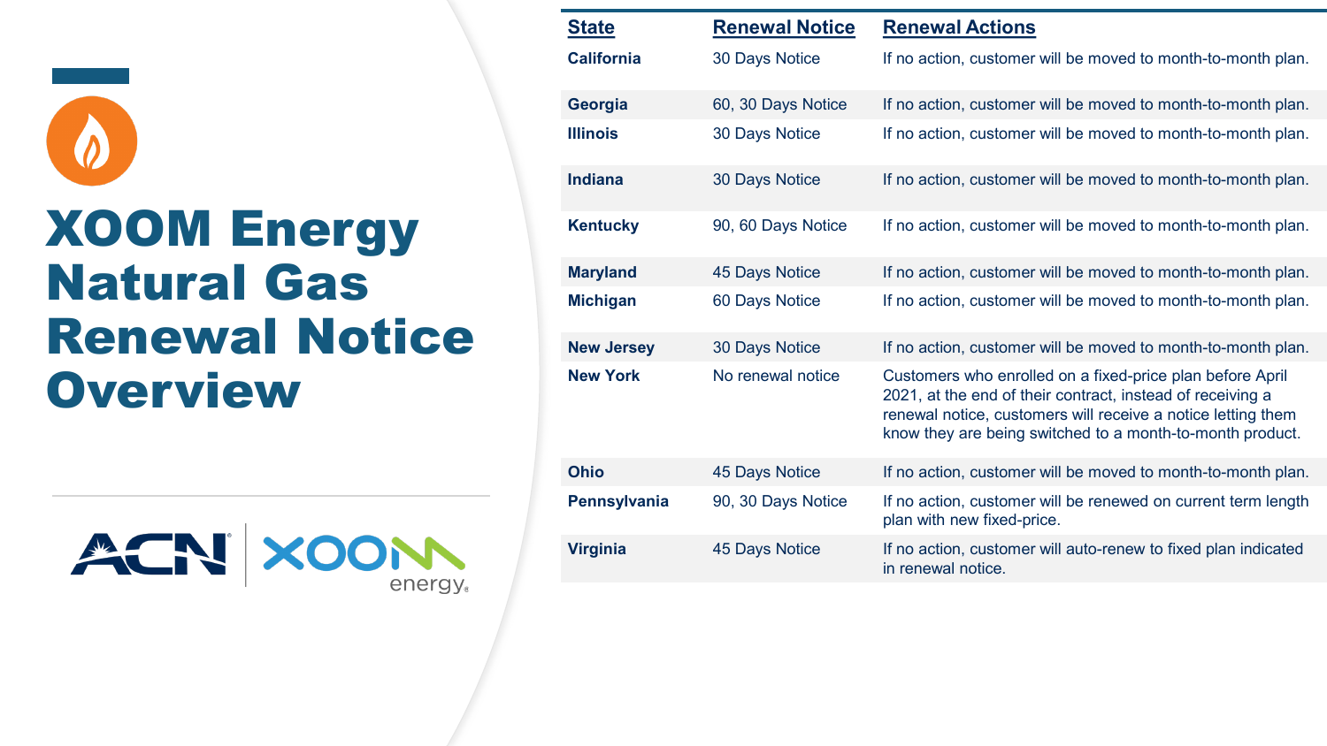# XOOM Energy Natural Gas Renewal Notice Overview

| State | Renewal Notice | Renewal Actions |
|---|---|---|
| **California** | 30 Days Notice | If no action, customer will be moved to month-to-month plan. |
| **Georgia** | 60, 30 Days Notice | If no action, customer will be moved to month-to-month plan. |
| **Illinois** | 30 Days Notice | If no action, customer will be moved to month-to-month plan. |
| **Indiana** | 30 Days Notice | If no action, customer will be moved to month-to-month plan. |
| **Kentucky** | 90, 60 Days Notice | If no action, customer will be moved to month-to-month plan. |
| **Maryland** | 45 Days Notice | If no action, customer will be moved to month-to-month plan. |
| **Michigan** | 60 Days Notice | If no action, customer will be moved to month-to-month plan. |
| **New Jersey** | 30 Days Notice | If no action, customer will be moved to month-to-month plan. |
| **New York** | No renewal notice | Customers who enrolled on a fixed-price plan before April 2021, at the end of their contract, instead of receiving a renewal notice, customers will receive a notice letting them know they are being switched to a month-to-month product. |
| **Ohio** | 45 Days Notice | If no action, customer will be moved to month-to-month plan. |
| **Pennsylvania** | 90, 30 Days Notice | If no action, customer will be renewed on current term length plan with new fixed-price. |
| **Virginia** | 45 Days Notice | If no action, customer will auto-renew to fixed plan indicated in renewal notice. |

ACN | XOOM energy